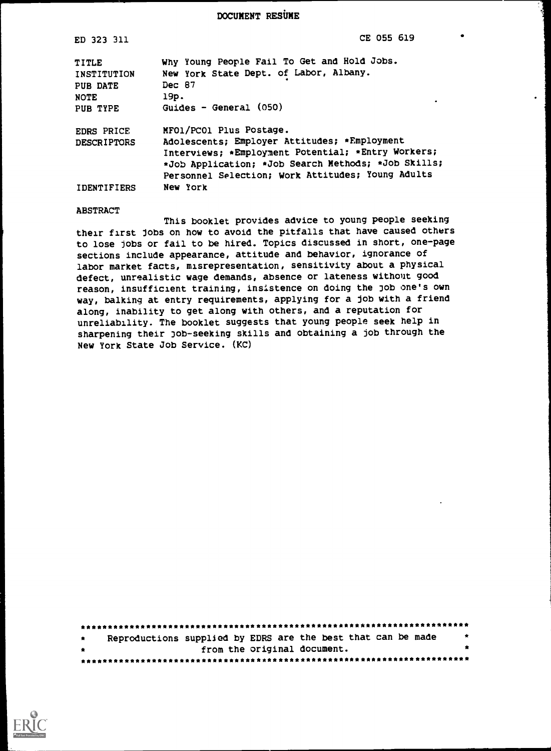# DOCUMENT RESUME

| ED 323 311 | CE 055 619 |
| --- | --- |
| TITLE | Why Young People Fail To Get and Hold Jobs. |
| INSTITUTION | New York State Dept. of Labor, Albany. |
| PUB DATE | Dec 87 |
| NOTE | 19p. |
| PUB TYPE | Guides - General (050) |
| EDRS PRICE | MF01/PC01 Plus Postage. |
| DESCRIPTORS | Adolescents; Employer Attitudes; *Employment Interviews; *Employment Potential; *Entry Workers; *Job Application; *Job Search Methods; *Job Skills; Personnel Selection; Work Attitudes; Young Adults |
| IDENTIFIERS | New York |

ABSTRACT

This booklet provides advice to young people seeking their first jobs on how to avoid the pitfalls that have caused others to lose jobs or fail to be hired. Topics discussed in short, one-page sections include appearance, attitude and behavior, ignorance of labor market facts, misrepresentation, sensitivity about a physical defect, unrealistic wage demands, absence or lateness without good reason, insufficient training, insistence on doing the job one's own way, balking at entry requirements, applying for a job with a friend along, inability to get along with others, and a reputation for unreliability. The booklet suggests that young people seek help in sharpening their job-seeking skills and obtaining a job through the New York State Job Service. (KC)

***********************************************************************
* Reproductions supplied by EDRS are the best that can be made *
* from the original document. *
***********************************************************************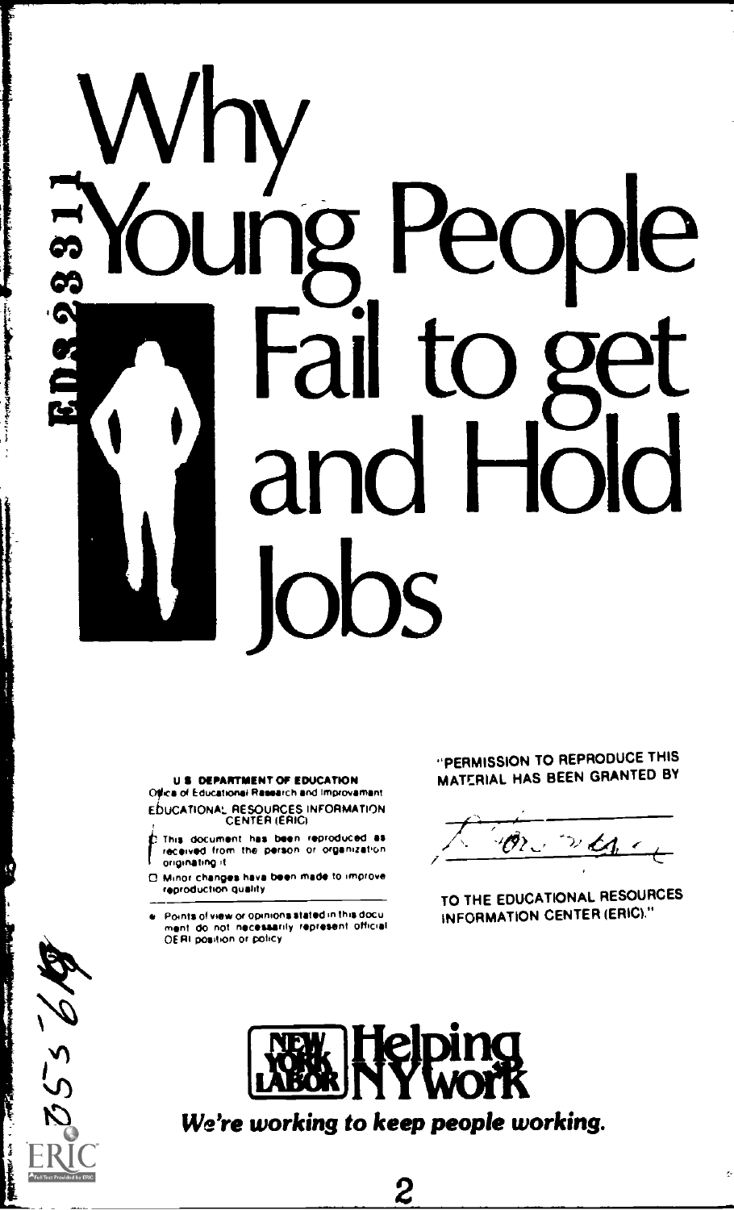# Why Young People Fail to get and Hold Jobs

U S DEPARTMENT OF EDUCATION
Office of Educational Research and Improvement
EDUCATIONAL RESOURCES INFORMATION CENTER (ERIC)

- This document has been reproduced as received from the person or organization originating it
- Minor changes have been made to improve reproduction quality
- Points of view or opinions stated in this document do not necessarily represent official OERI position or policy

"PERMISSION TO REPRODUCE THIS MATERIAL HAS BEEN GRANTED BY

TO THE EDUCATIONAL RESOURCES INFORMATION CENTER (ERIC)."

NEW YORK LABOR Helping NY work

*We're working to keep people working.*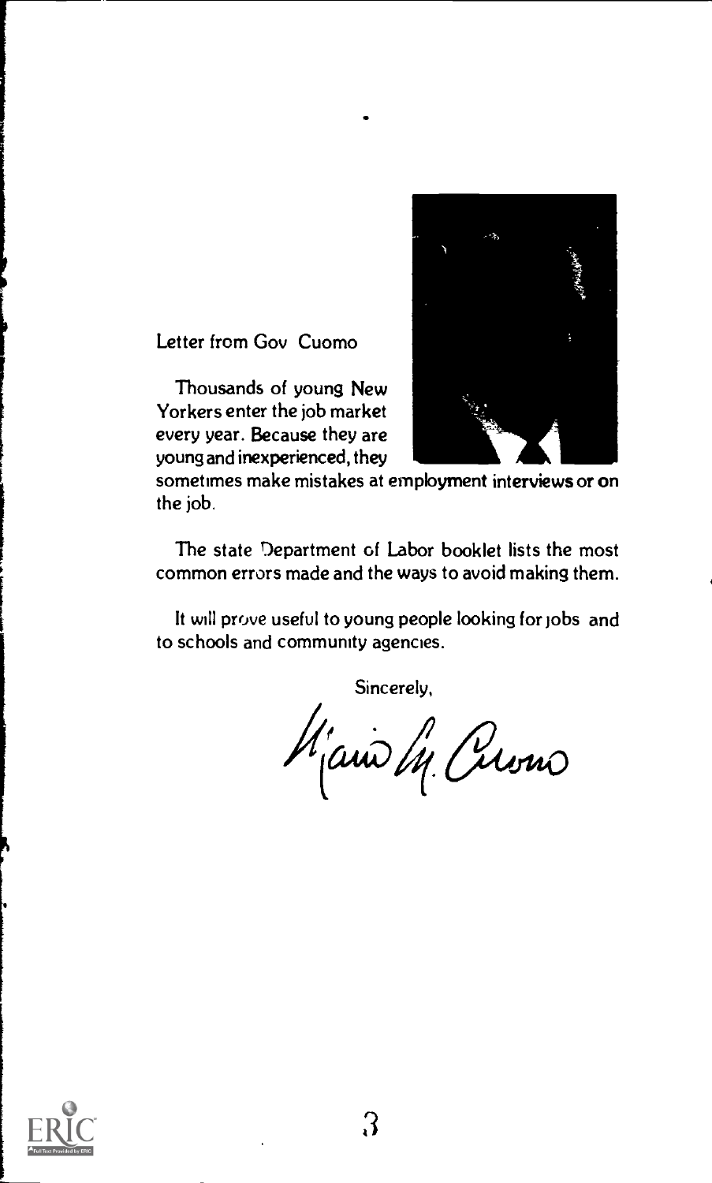Letter from Gov Cuomo

Thousands of young New Yorkers enter the job market every year. Because they are young and inexperienced, they sometimes make mistakes at employment interviews or on the job.

The state Department of Labor booklet lists the most common errors made and the ways to avoid making them.

It will prove useful to young people looking for jobs and to schools and community agencies.

Sincerely,

Mario M. Cuomo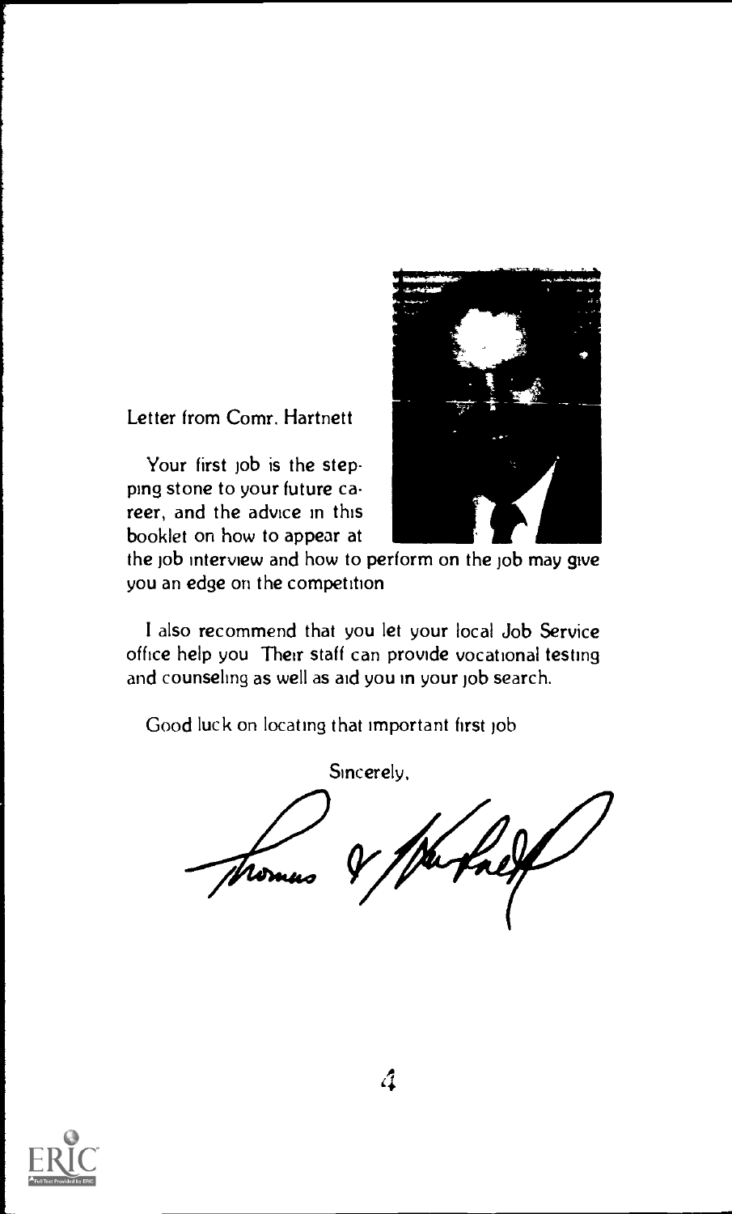Letter from Comr. Hartnett

Your first job is the stepping stone to your future career, and the advice in this booklet on how to appear at the job interview and how to perform on the job may give you an edge on the competition

I also recommend that you let your local Job Service office help you Their staff can provide vocational testing and counseling as well as aid you in your job search.

Good luck on locating that important first job

Sincerely,

Thomas V. Hartnett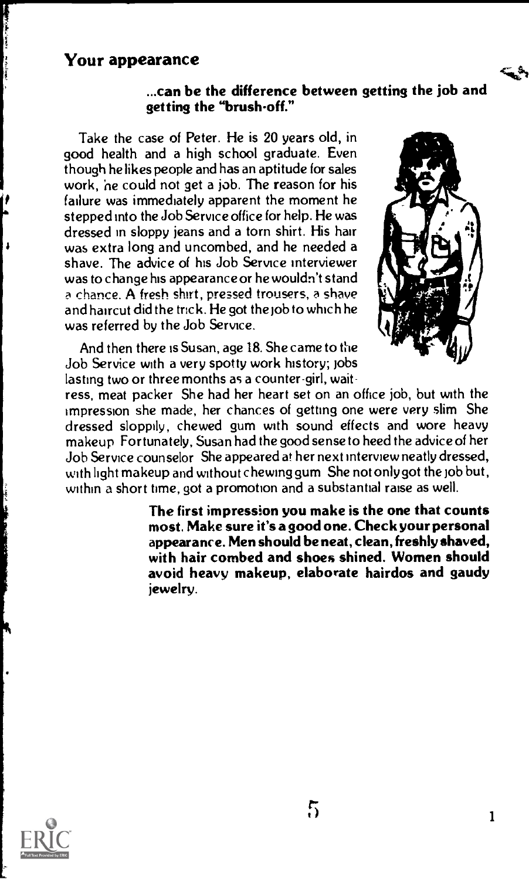## Your appearance

**...can be the difference between getting the job and getting the "brush-off."**

Take the case of Peter. He is 20 years old, in good health and a high school graduate. Even though he likes people and has an aptitude for sales work, he could not get a job. The reason for his failure was immediately apparent the moment he stepped into the Job Service office for help. He was dressed in sloppy jeans and a torn shirt. His hair was extra long and uncombed, and he needed a shave. The advice of his Job Service interviewer was to change his appearance or he wouldn't stand a chance. A fresh shirt, pressed trousers, a shave and haircut did the trick. He got the job to which he was referred by the Job Service.

And then there is Susan, age 18. She came to the Job Service with a very spotty work history; jobs lasting two or three months as a counter-girl, waitress, meat packer She had her heart set on an office job, but with the impression she made, her chances of getting one were very slim She dressed sloppily, chewed gum with sound effects and wore heavy makeup Fortunately, Susan had the good sense to heed the advice of her Job Service counselor She appeared at her next interview neatly dressed, with light makeup and without chewing gum She not only got the job but, within a short time, got a promotion and a substantial raise as well.

**The first impression you make is the one that counts most. Make sure it's a good one. Check your personal appearance. Men should be neat, clean, freshly shaved, with hair combed and shoes shined. Women should avoid heavy makeup, elaborate hairdos and gaudy jewelry.**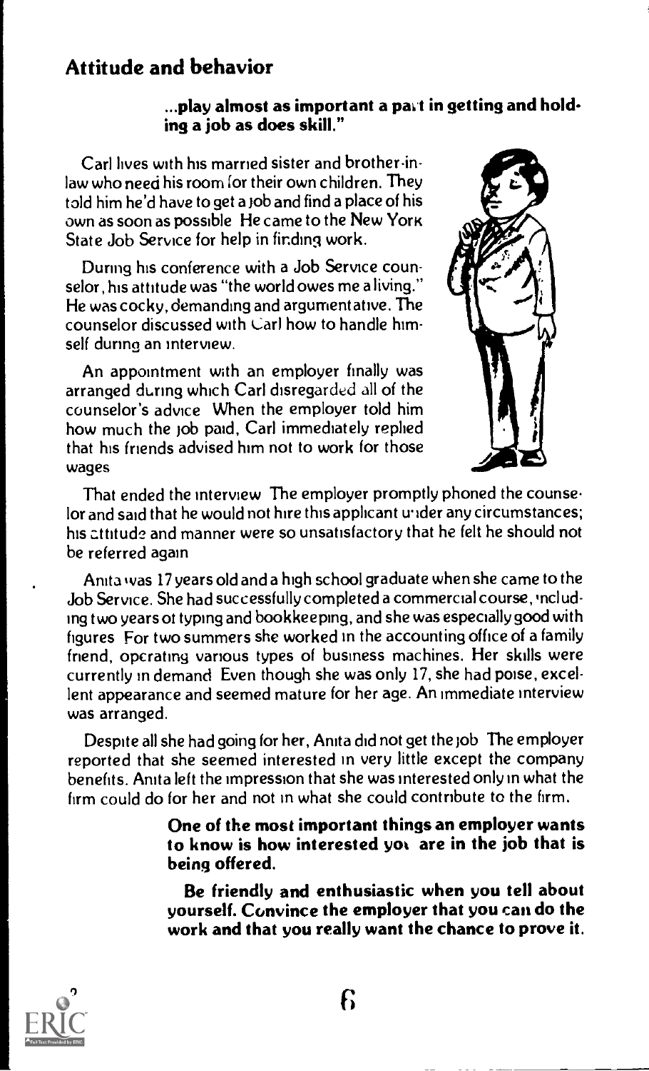## Attitude and behavior

**...play almost as important a part in getting and holding a job as does skill."**

Carl lives with his married sister and brother-in-law who need his room for their own children. They told him he'd have to get a job and find a place of his own as soon as possible He came to the New York State Job Service for help in finding work.

During his conference with a Job Service counselor, his attitude was "the world owes me a living." He was cocky, demanding and argumentative. The counselor discussed with Carl how to handle himself during an interview.

An appointment with an employer finally was arranged during which Carl disregarded all of the counselor's advice When the employer told him how much the job paid, Carl immediately replied that his friends advised him not to work for those wages

That ended the interview The employer promptly phoned the counselor and said that he would not hire this applicant under any circumstances; his attitude and manner were so unsatisfactory that he felt he should not be referred again

Anita was 17 years old and a high school graduate when she came to the Job Service. She had successfully completed a commercial course, including two years of typing and bookkeeping, and she was especially good with figures For two summers she worked in the accounting office of a family friend, operating various types of business machines. Her skills were currently in demand Even though she was only 17, she had poise, excellent appearance and seemed mature for her age. An immediate interview was arranged.

Despite all she had going for her, Anita did not get the job The employer reported that she seemed interested in very little except the company benefits. Anita left the impression that she was interested only in what the firm could do for her and not in what she could contribute to the firm.

**One of the most important things an employer wants to know is how interested you are in the job that is being offered.**

**Be friendly and enthusiastic when you tell about yourself. Convince the employer that you can do the work and that you really want the chance to prove it.**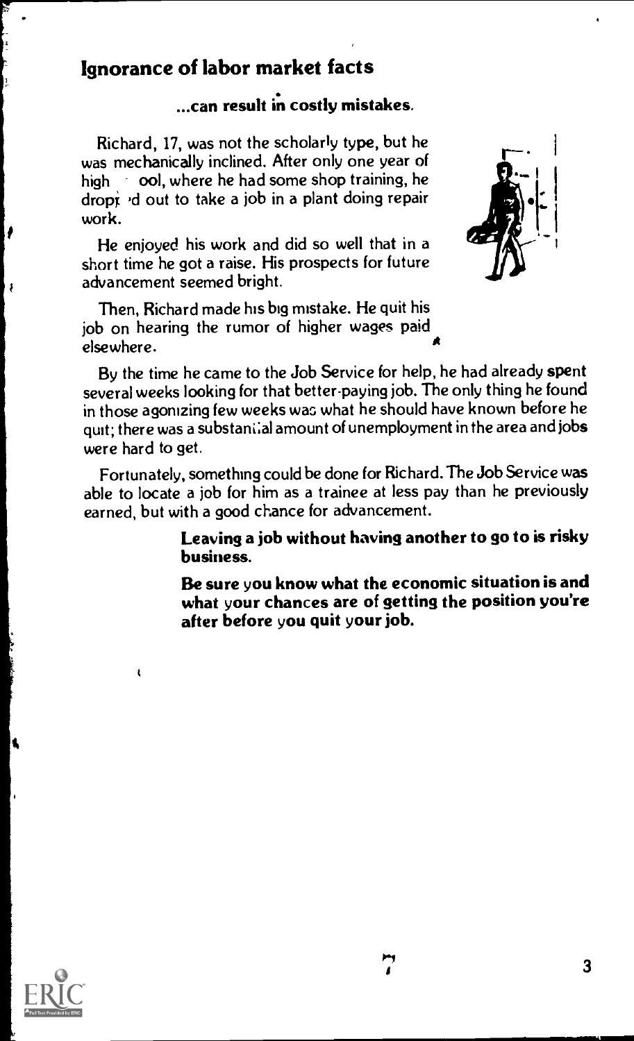## Ignorance of labor market facts

### ...can result in costly mistakes.

Richard, 17, was not the scholarly type, but he was mechanically inclined. After only one year of high school, where he had some shop training, he dropped out to take a job in a plant doing repair work.

He enjoyed his work and did so well that in a short time he got a raise. His prospects for future advancement seemed bright.

Then, Richard made his big mistake. He quit his job on hearing the rumor of higher wages paid elsewhere.

By the time he came to the Job Service for help, he had already spent several weeks looking for that better-paying job. The only thing he found in those agonizing few weeks was what he should have known before he quit; there was a substantial amount of unemployment in the area and jobs were hard to get.

Fortunately, something could be done for Richard. The Job Service was able to locate a job for him as a trainee at less pay than he previously earned, but with a good chance for advancement.

**Leaving a job without having another to go to is risky business.**

**Be sure you know what the economic situation is and what your chances are of getting the position you're after before you quit your job.**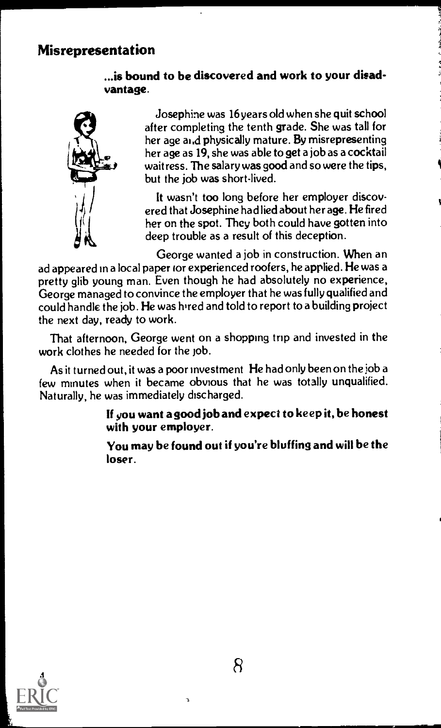## Misrepresentation

**...is bound to be discovered and work to your disadvantage.**

Josephine was 16 years old when she quit school after completing the tenth grade. She was tall for her age and physically mature. By misrepresenting her age as 19, she was able to get a job as a cocktail waitress. The salary was good and so were the tips, but the job was short-lived.

It wasn't too long before her employer discovered that Josephine had lied about her age. He fired her on the spot. They both could have gotten into deep trouble as a result of this deception.

George wanted a job in construction. When an ad appeared in a local paper for experienced roofers, he applied. He was a pretty glib young man. Even though he had absolutely no experience, George managed to convince the employer that he was fully qualified and could handle the job. He was hired and told to report to a building project the next day, ready to work.

That afternoon, George went on a shopping trip and invested in the work clothes he needed for the job.

As it turned out, it was a poor investment He had only been on the job a few minutes when it became obvious that he was totally unqualified. Naturally, he was immediately discharged.

**If you want a good job and expect to keep it, be honest with your employer.**

**You may be found out if you're bluffing and will be the loser.**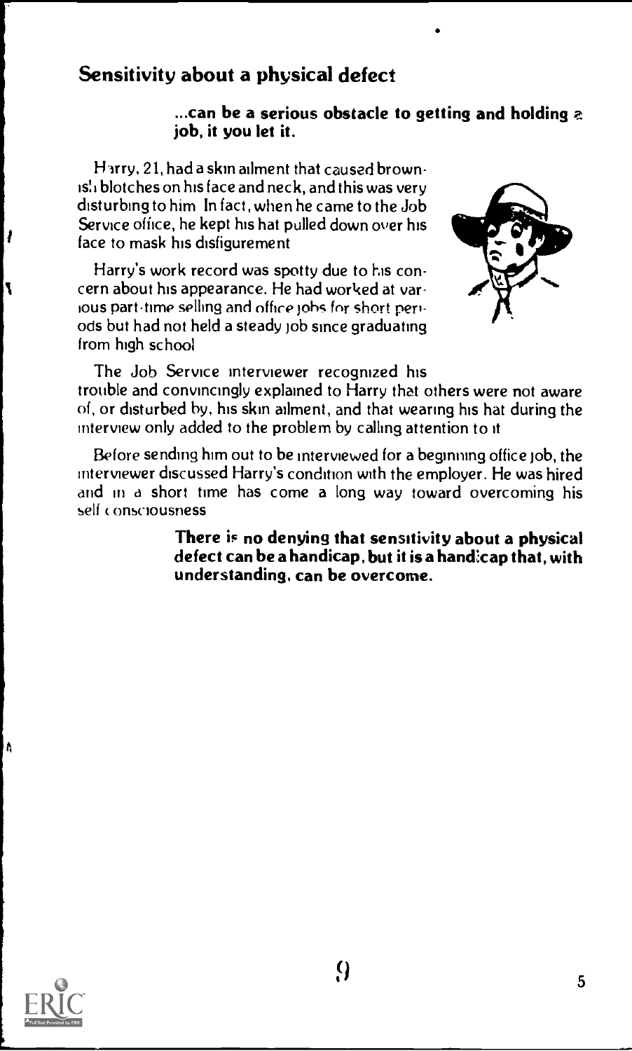## Sensitivity about a physical defect

**...can be a serious obstacle to getting and holding a job, if you let it.**

Harry, 21, had a skin ailment that caused brownish blotches on his face and neck, and this was very disturbing to him. In fact, when he came to the Job Service office, he kept his hat pulled down over his face to mask his disfigurement.

Harry's work record was spotty due to his concern about his appearance. He had worked at various part-time selling and office jobs for short periods but had not held a steady job since graduating from high school.

The Job Service interviewer recognized his trouble and convincingly explained to Harry that others were not aware of, or disturbed by, his skin ailment, and that wearing his hat during the interview only added to the problem by calling attention to it.

Before sending him out to be interviewed for a beginning office job, the interviewer discussed Harry's condition with the employer. He was hired and in a short time has come a long way toward overcoming his self consciousness.

**There is no denying that sensitivity about a physical defect can be a handicap, but it is a handicap that, with understanding, can be overcome.**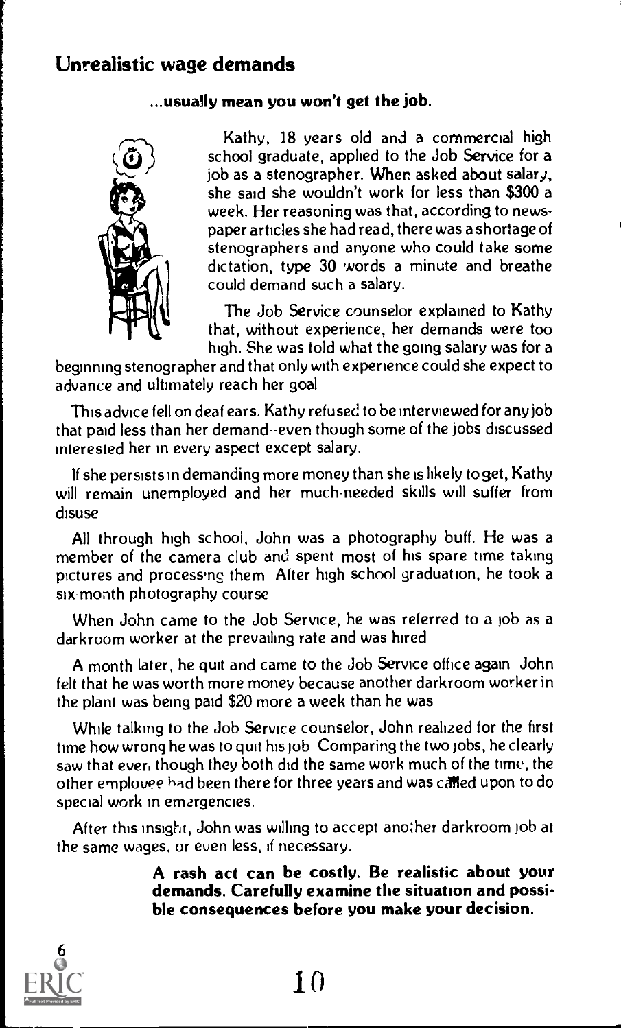## Unrealistic wage demands

**...usually mean you won't get the job.**

Kathy, 18 years old and a commercial high school graduate, applied to the Job Service for a job as a stenographer. When asked about salary, she said she wouldn't work for less than $300 a week. Her reasoning was that, according to newspaper articles she had read, there was a shortage of stenographers and anyone who could take some dictation, type 30 words a minute and breathe could demand such a salary.

The Job Service counselor explained to Kathy that, without experience, her demands were too high. She was told what the going salary was for a beginning stenographer and that only with experience could she expect to advance and ultimately reach her goal

This advice fell on deaf ears. Kathy refused to be interviewed for any job that paid less than her demand--even though some of the jobs discussed interested her in every aspect except salary.

If she persists in demanding more money than she is likely to get, Kathy will remain unemployed and her much-needed skills will suffer from disuse

All through high school, John was a photography buff. He was a member of the camera club and spent most of his spare time taking pictures and processing them After high school graduation, he took a six-month photography course

When John came to the Job Service, he was referred to a job as a darkroom worker at the prevailing rate and was hired

A month later, he quit and came to the Job Service office again John felt that he was worth more money because another darkroom worker in the plant was being paid $20 more a week than he was

While talking to the Job Service counselor, John realized for the first time how wrong he was to quit his job Comparing the two jobs, he clearly saw that even though they both did the same work much of the time, the other employee had been there for three years and was called upon to do special work in emergencies.

After this insight, John was willing to accept another darkroom job at the same wages, or even less, if necessary.

**A rash act can be costly. Be realistic about your demands. Carefully examine the situation and possible consequences before you make your decision.**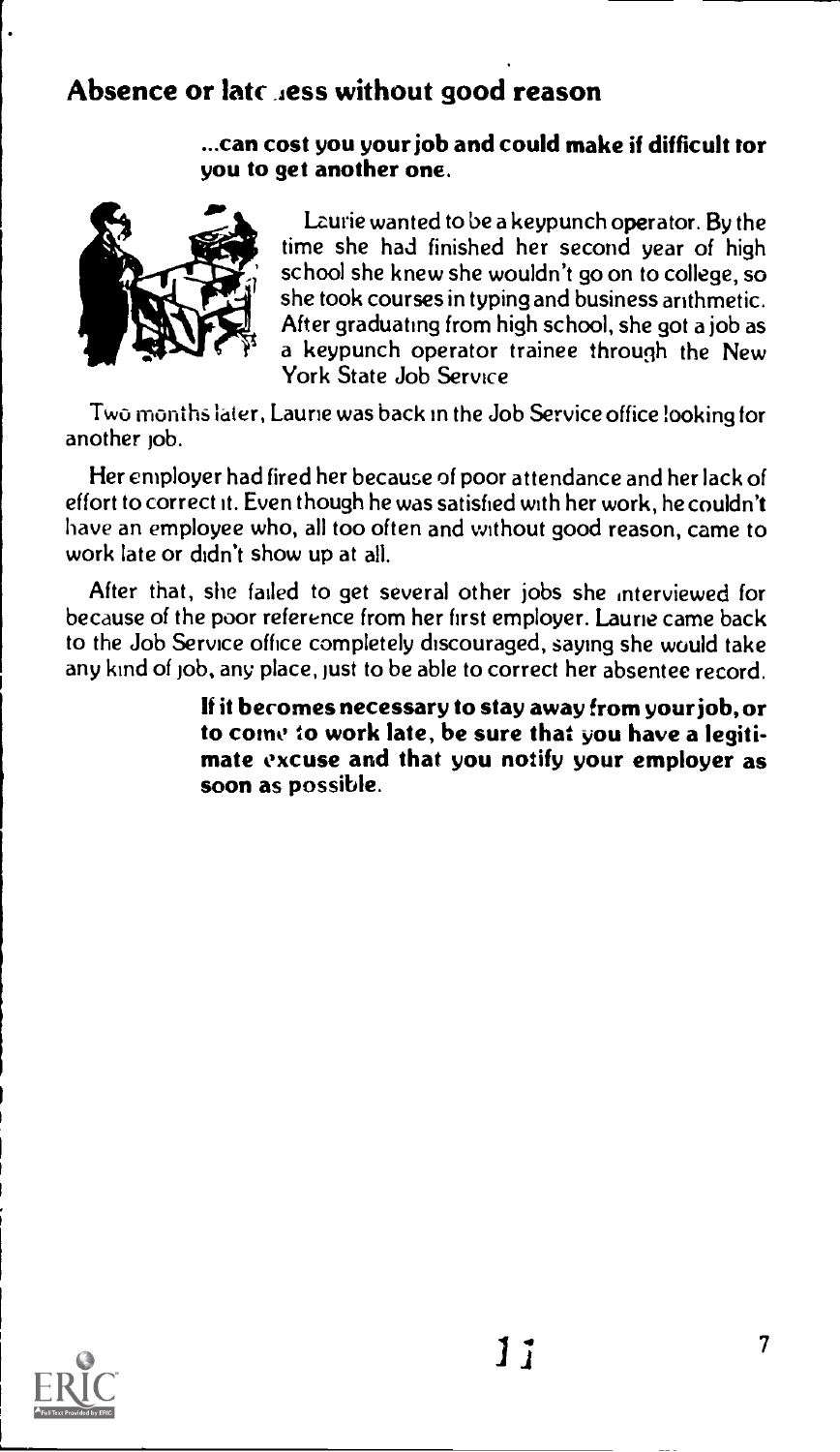## Absence or lateness without good reason

**...can cost you your job and could make it difficult for you to get another one.**

Laurie wanted to be a keypunch operator. By the time she had finished her second year of high school she knew she wouldn't go on to college, so she took courses in typing and business arithmetic. After graduating from high school, she got a job as a keypunch operator trainee through the New York State Job Service.

Two months later, Laurie was back in the Job Service office looking for another job.

Her employer had fired her because of poor attendance and her lack of effort to correct it. Even though he was satisfied with her work, he couldn't have an employee who, all too often and without good reason, came to work late or didn't show up at all.

After that, she failed to get several other jobs she interviewed for because of the poor reference from her first employer. Laurie came back to the Job Service office completely discouraged, saying she would take any kind of job, any place, just to be able to correct her absentee record.

**If it becomes necessary to stay away from your job, or to come to work late, be sure that you have a legitimate excuse and that you notify your employer as soon as possible.**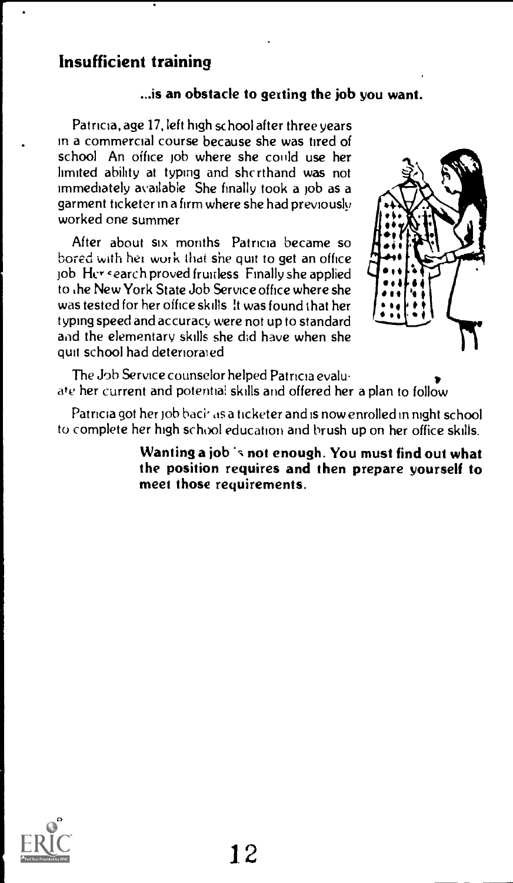## Insufficient training

**...is an obstacle to getting the job you want.**

Patricia, age 17, left high school after three years in a commercial course because she was tired of school. An office job where she could use her limited ability at typing and shorthand was not immediately available. She finally took a job as a garment ticketer in a firm where she had previously worked one summer.

After about six months Patricia became so bored with her work that she quit to get an office job. Her search proved fruitless. Finally she applied to the New York State Job Service office where she was tested for her office skills. It was found that her typing speed and accuracy were not up to standard and the elementary skills she did have when she quit school had deteriorated.

The Job Service counselor helped Patricia evaluate her current and potential skills and offered her a plan to follow.

Patricia got her job back as a ticketer and is now enrolled in night school to complete her high school education and brush up on her office skills.

**Wanting a job is not enough. You must find out what the position requires and then prepare yourself to meet those requirements.**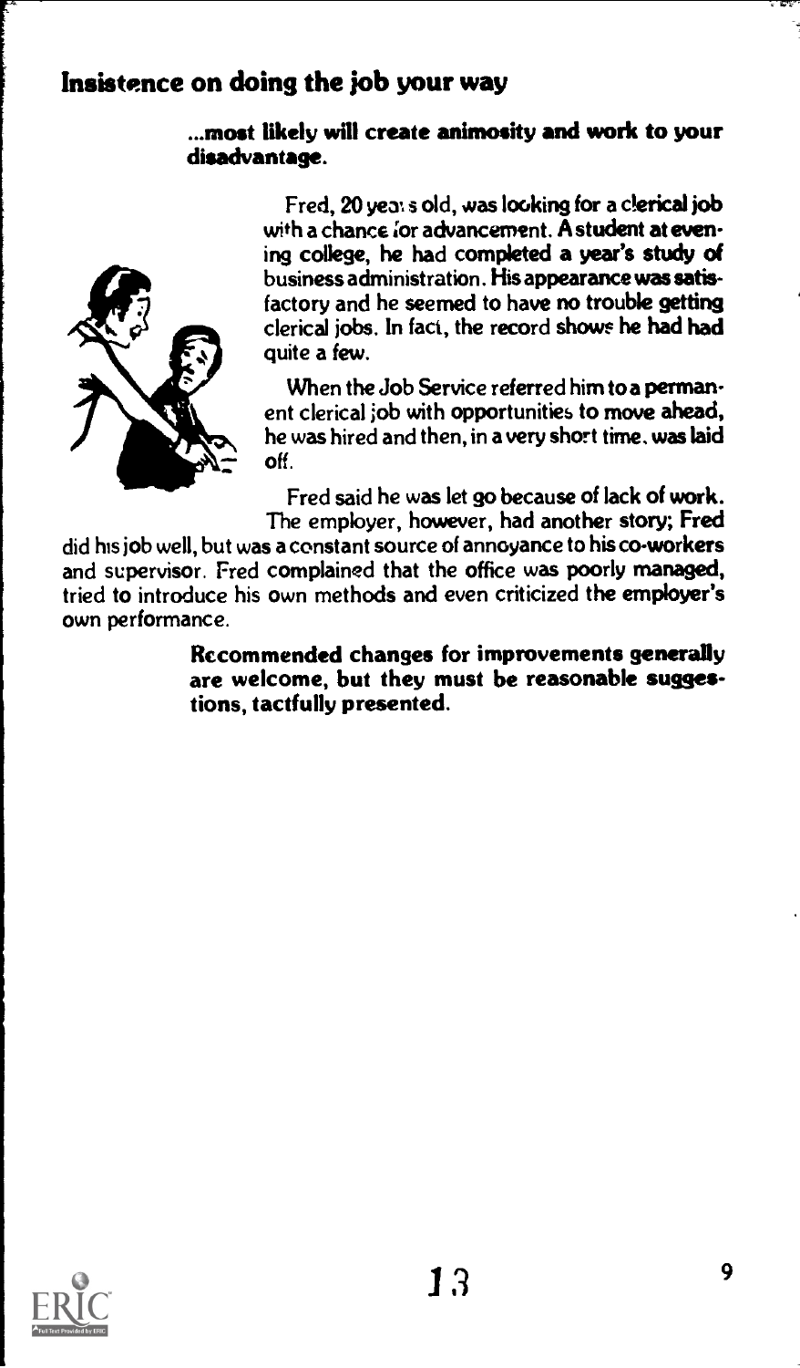## Insistence on doing the job your way

**...most likely will create animosity and work to your disadvantage.**

Fred, 20 years old, was looking for a clerical job with a chance for advancement. A student at evening college, he had completed a year's study of business administration. His appearance was satisfactory and he seemed to have no trouble getting clerical jobs. In fact, the record shows he had had quite a few.

When the Job Service referred him to a permanent clerical job with opportunities to move ahead, he was hired and then, in a very short time, was laid off.

Fred said he was let go because of lack of work. The employer, however, had another story; Fred did his job well, but was a constant source of annoyance to his co-workers and supervisor. Fred complained that the office was poorly managed, tried to introduce his own methods and even criticized the employer's own performance.

**Recommended changes for improvements generally are welcome, but they must be reasonable suggestions, tactfully presented.**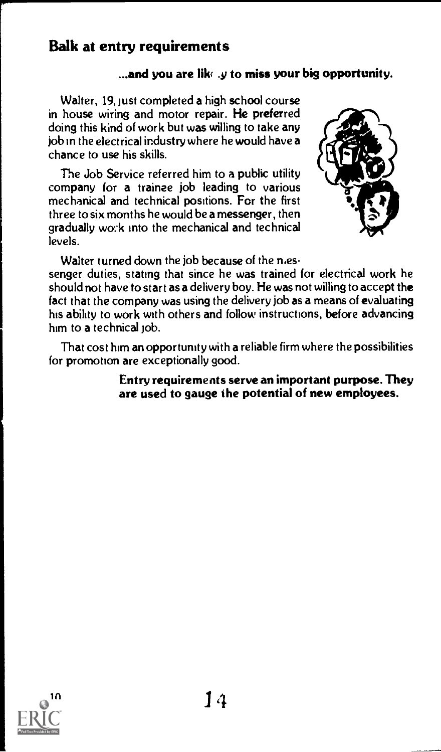## Balk at entry requirements

**...and you are likely to miss your big opportunity.**

Walter, 19, just completed a high school course in house wiring and motor repair. He preferred doing this kind of work but was willing to take any job in the electrical industry where he would have a chance to use his skills.

The Job Service referred him to a public utility company for a trainee job leading to various mechanical and technical positions. For the first three to six months he would be a messenger, then gradually work into the mechanical and technical levels.

Walter turned down the job because of the messenger duties, stating that since he was trained for electrical work he should not have to start as a delivery boy. He was not willing to accept the fact that the company was using the delivery job as a means of evaluating his ability to work with others and follow instructions, before advancing him to a technical job.

That cost him an opportunity with a reliable firm where the possibilities for promotion are exceptionally good.

**Entry requirements serve an important purpose. They are used to gauge the potential of new employees.**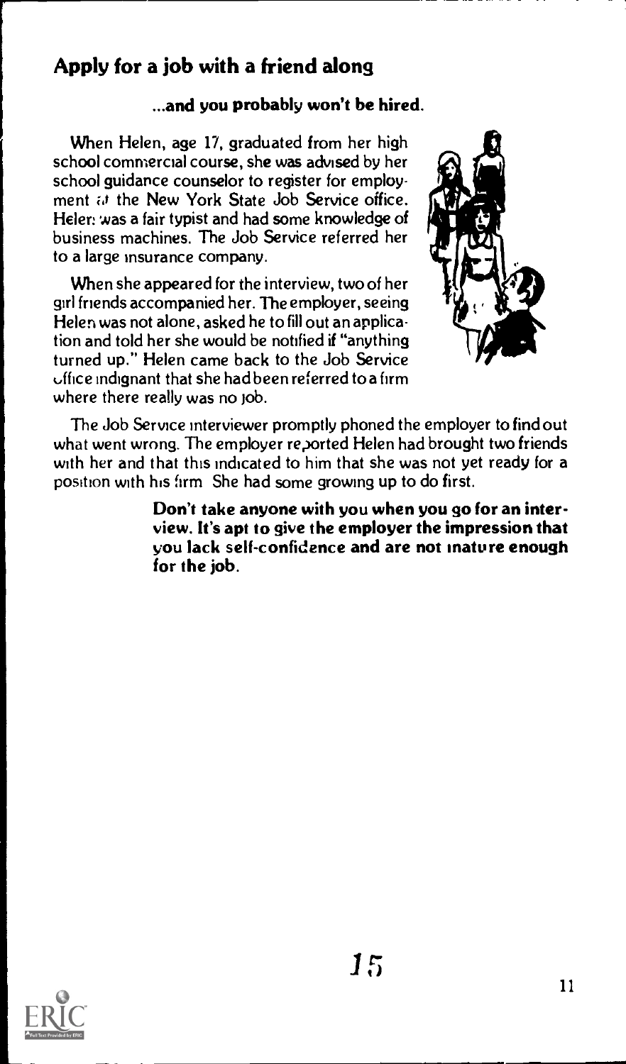## Apply for a job with a friend along

**...and you probably won't be hired.**

When Helen, age 17, graduated from her high school commercial course, she was advised by her school guidance counselor to register for employment at the New York State Job Service office. Helen was a fair typist and had some knowledge of business machines. The Job Service referred her to a large insurance company.

When she appeared for the interview, two of her girl friends accompanied her. The employer, seeing Helen was not alone, asked he to fill out an application and told her she would be notified if "anything turned up." Helen came back to the Job Service office indignant that she had been referred to a firm where there really was no job.

The Job Service interviewer promptly phoned the employer to find out what went wrong. The employer reported Helen had brought two friends with her and that this indicated to him that she was not yet ready for a position with his firm. She had some growing up to do first.

**Don't take anyone with you when you go for an interview. It's apt to give the employer the impression that you lack self-confidence and are not mature enough for the job.**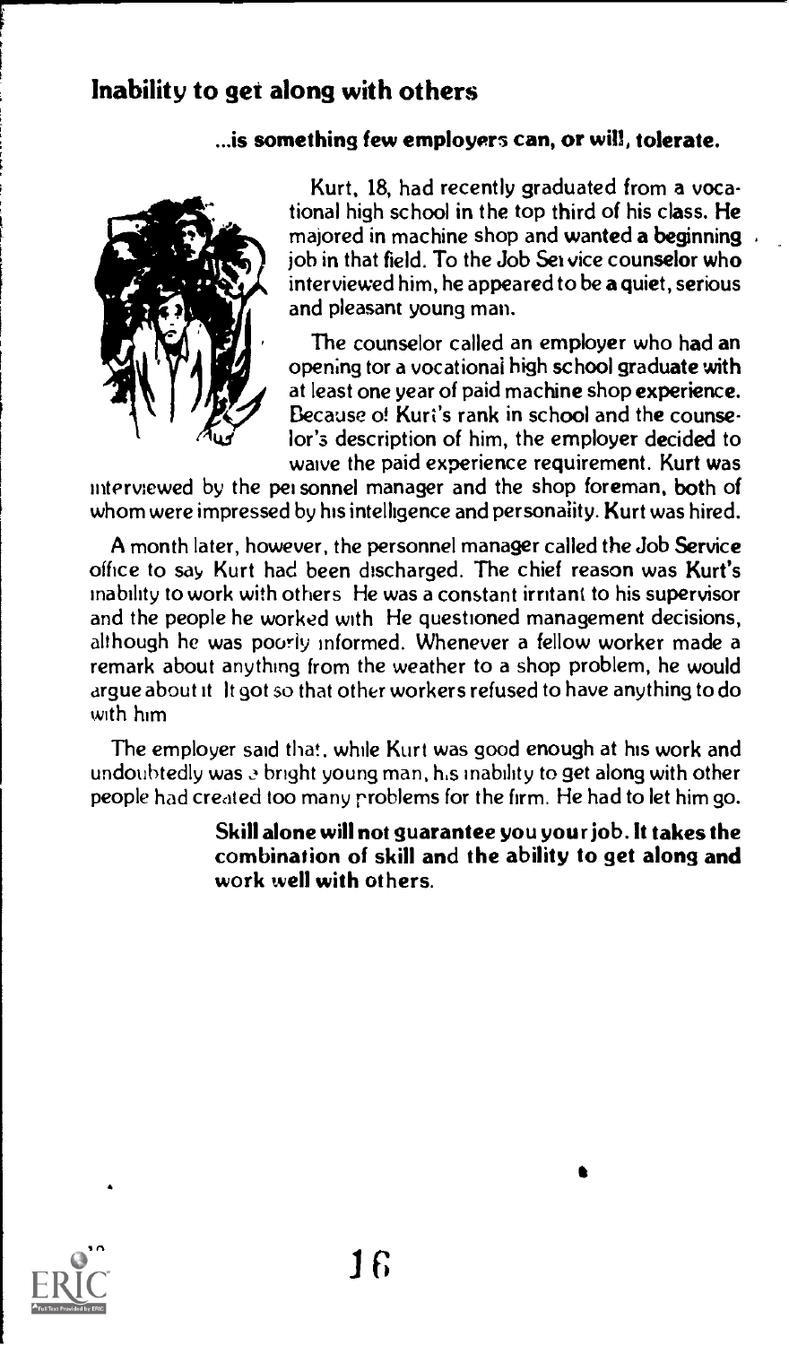## Inability to get along with others

**...is something few employers can, or will, tolerate.**

Kurt, 18, had recently graduated from a vocational high school in the top third of his class. He majored in machine shop and wanted a beginning job in that field. To the Job Service counselor who interviewed him, he appeared to be a quiet, serious and pleasant young man.

The counselor called an employer who had an opening for a vocational high school graduate with at least one year of paid machine shop experience. Because of Kurt's rank in school and the counselor's description of him, the employer decided to waive the paid experience requirement. Kurt was interviewed by the personnel manager and the shop foreman, both of whom were impressed by his intelligence and personality. Kurt was hired.

A month later, however, the personnel manager called the Job Service office to say Kurt had been discharged. The chief reason was Kurt's inability to work with others. He was a constant irritant to his supervisor and the people he worked with. He questioned management decisions, although he was poorly informed. Whenever a fellow worker made a remark about anything from the weather to a shop problem, he would argue about it. It got so that other workers refused to have anything to do with him.

The employer said that, while Kurt was good enough at his work and undoubtedly was a bright young man, his inability to get along with other people had created too many problems for the firm. He had to let him go.

**Skill alone will not guarantee you your job. It takes the combination of skill and the ability to get along and work well with others.**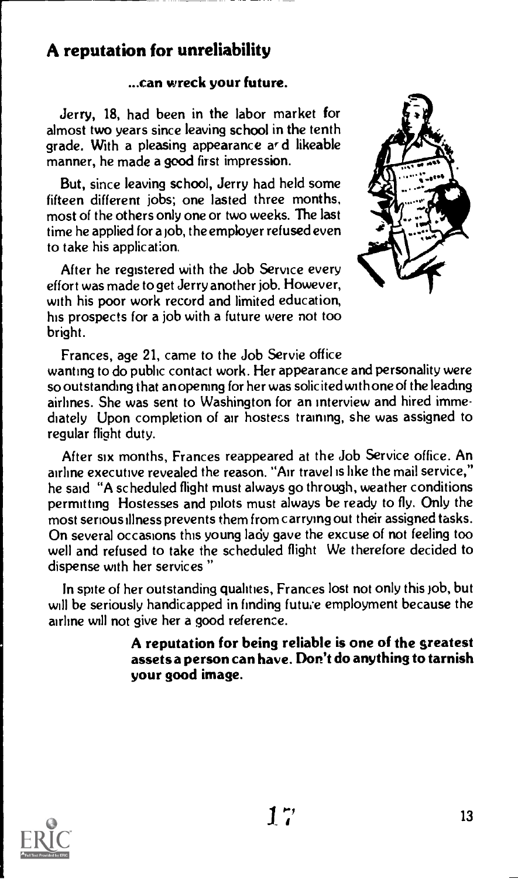## A reputation for unreliability

**...can wreck your future.**

Jerry, 18, had been in the labor market for almost two years since leaving school in the tenth grade. With a pleasing appearance and likeable manner, he made a good first impression.

But, since leaving school, Jerry had held some fifteen different jobs; one lasted three months, most of the others only one or two weeks. The last time he applied for a job, the employer refused even to take his application.

After he registered with the Job Service every effort was made to get Jerry another job. However, with his poor work record and limited education, his prospects for a job with a future were not too bright.

Frances, age 21, came to the Job Servie office wanting to do public contact work. Her appearance and personality were so outstanding that an opening for her was solicited with one of the leading airlines. She was sent to Washington for an interview and hired immediately Upon completion of air hostess training, she was assigned to regular flight duty.

After six months, Frances reappeared at the Job Service office. An airline executive revealed the reason. "Air travel is like the mail service," he said "A scheduled flight must always go through, weather conditions permitting Hostesses and pilots must always be ready to fly. Only the most serious illness prevents them from carrying out their assigned tasks. On several occasions this young lady gave the excuse of not feeling too well and refused to take the scheduled flight We therefore decided to dispense with her services "

In spite of her outstanding qualities, Frances lost not only this job, but will be seriously handicapped in finding future employment because the airline will not give her a good reference.

**A reputation for being reliable is one of the greatest assets a person can have. Don't do anything to tarnish your good image.**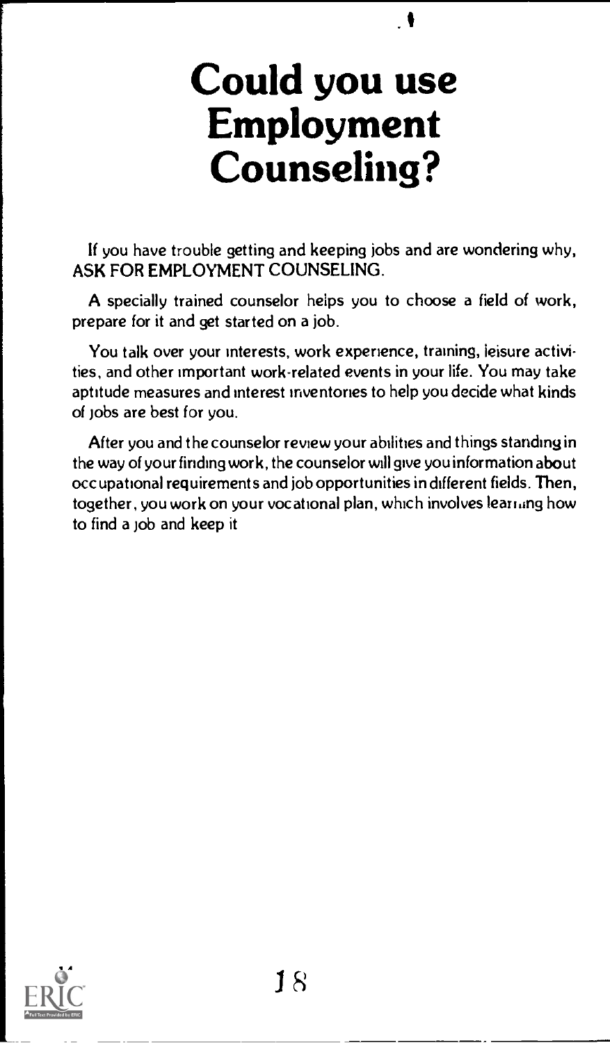# Could you use Employment Counseling?

If you have trouble getting and keeping jobs and are wondering why, ASK FOR EMPLOYMENT COUNSELING.

A specially trained counselor helps you to choose a field of work, prepare for it and get started on a job.

You talk over your interests, work experience, training, leisure activities, and other important work-related events in your life. You may take aptitude measures and interest inventories to help you decide what kinds of jobs are best for you.

After you and the counselor review your abilities and things standing in the way of your finding work, the counselor will give you information about occupational requirements and job opportunities in different fields. Then, together, you work on your vocational plan, which involves learning how to find a job and keep it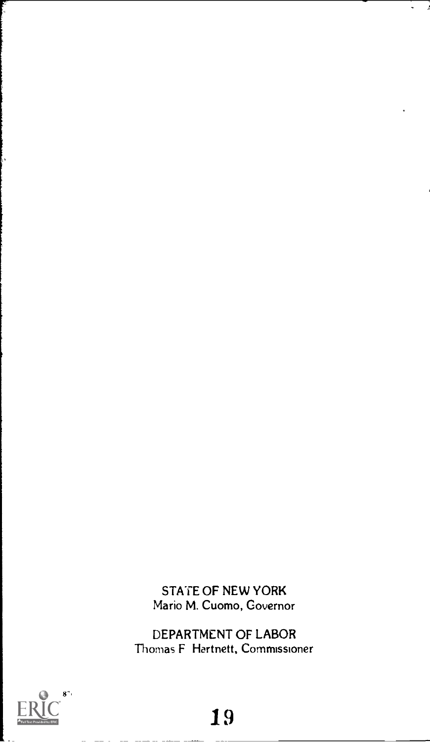STATE OF NEW YORK
Mario M. Cuomo, Governor

DEPARTMENT OF LABOR
Thomas F Hartnett, Commissioner